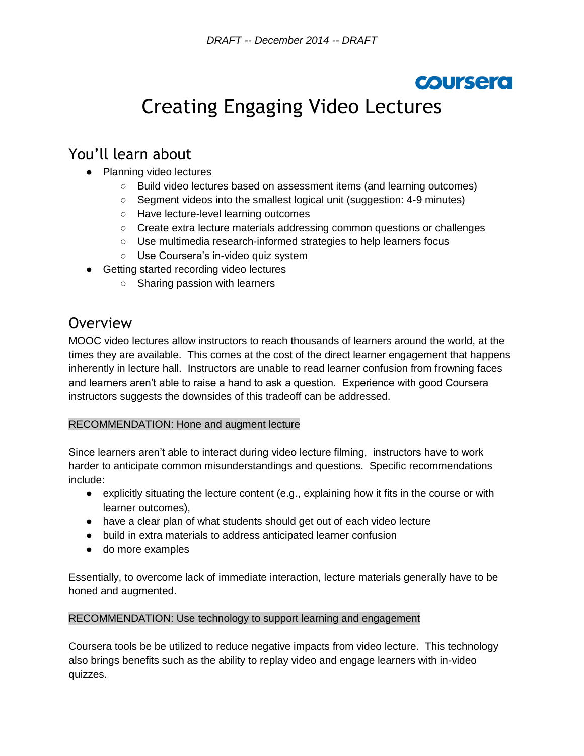*DRAFT -- December 2014 -- DRAFT*

coursera

# Creating Engaging Video Lectures

## You'll learn about

- Planning video lectures
  - Build video lectures based on assessment items (and learning outcomes)
  - Segment videos into the smallest logical unit (suggestion: 4-9 minutes)
  - Have lecture-level learning outcomes
  - Create extra lecture materials addressing common questions or challenges
  - Use multimedia research-informed strategies to help learners focus
  - Use Coursera's in-video quiz system
- Getting started recording video lectures
  - Sharing passion with learners

## Overview

MOOC video lectures allow instructors to reach thousands of learners around the world, at the times they are available. This comes at the cost of the direct learner engagement that happens inherently in lecture hall. Instructors are unable to read learner confusion from frowning faces and learners aren't able to raise a hand to ask a question. Experience with good Coursera instructors suggests the downsides of this tradeoff can be addressed.

RECOMMENDATION: Hone and augment lecture

Since learners aren't able to interact during video lecture filming, instructors have to work harder to anticipate common misunderstandings and questions. Specific recommendations include:

- explicitly situating the lecture content (e.g., explaining how it fits in the course or with learner outcomes),
- have a clear plan of what students should get out of each video lecture
- build in extra materials to address anticipated learner confusion
- do more examples

Essentially, to overcome lack of immediate interaction, lecture materials generally have to be honed and augmented.

RECOMMENDATION: Use technology to support learning and engagement

Coursera tools be be utilized to reduce negative impacts from video lecture. This technology also brings benefits such as the ability to replay video and engage learners with in-video quizzes.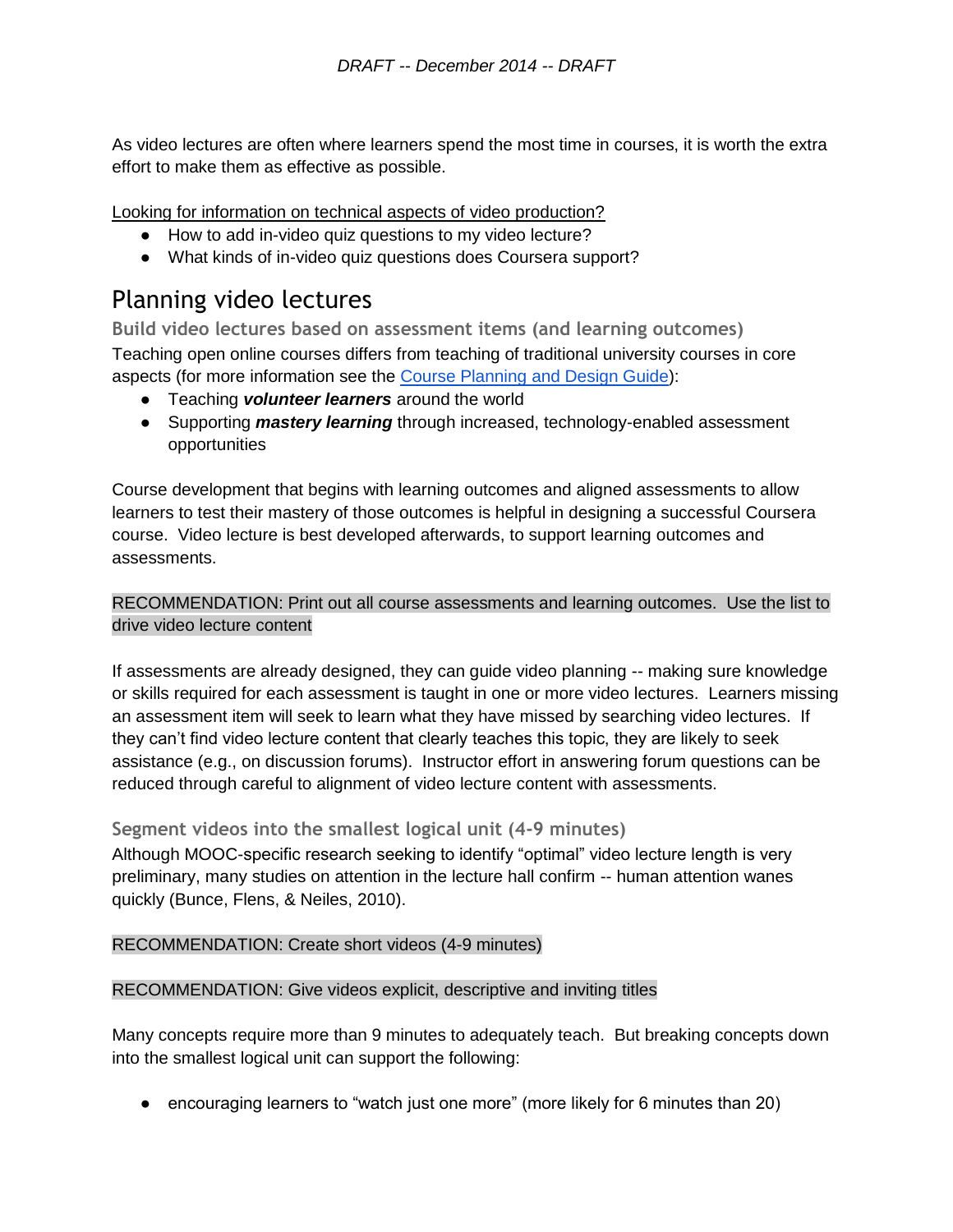As video lectures are often where learners spend the most time in courses, it is worth the extra effort to make them as effective as possible.

Looking for information on technical aspects of video production?

- How to add in-video quiz questions to my video lecture?
- What kinds of in-video quiz questions does Coursera support?

## Planning video lectures

### Build video lectures based on assessment items (and learning outcomes)

Teaching open online courses differs from teaching of traditional university courses in core aspects (for more information see the [Course Planning and Design Guide]()):

- Teaching ***volunteer learners*** around the world
- Supporting ***mastery learning*** through increased, technology-enabled assessment opportunities

Course development that begins with learning outcomes and aligned assessments to allow learners to test their mastery of those outcomes is helpful in designing a successful Coursera course. Video lecture is best developed afterwards, to support learning outcomes and assessments.

RECOMMENDATION: Print out all course assessments and learning outcomes. Use the list to drive video lecture content

If assessments are already designed, they can guide video planning -- making sure knowledge or skills required for each assessment is taught in one or more video lectures. Learners missing an assessment item will seek to learn what they have missed by searching video lectures. If they can't find video lecture content that clearly teaches this topic, they are likely to seek assistance (e.g., on discussion forums). Instructor effort in answering forum questions can be reduced through careful to alignment of video lecture content with assessments.

### Segment videos into the smallest logical unit (4-9 minutes)

Although MOOC-specific research seeking to identify "optimal" video lecture length is very preliminary, many studies on attention in the lecture hall confirm -- human attention wanes quickly (Bunce, Flens, & Neiles, 2010).

RECOMMENDATION: Create short videos (4-9 minutes)

RECOMMENDATION: Give videos explicit, descriptive and inviting titles

Many concepts require more than 9 minutes to adequately teach. But breaking concepts down into the smallest logical unit can support the following:

- encouraging learners to "watch just one more" (more likely for 6 minutes than 20)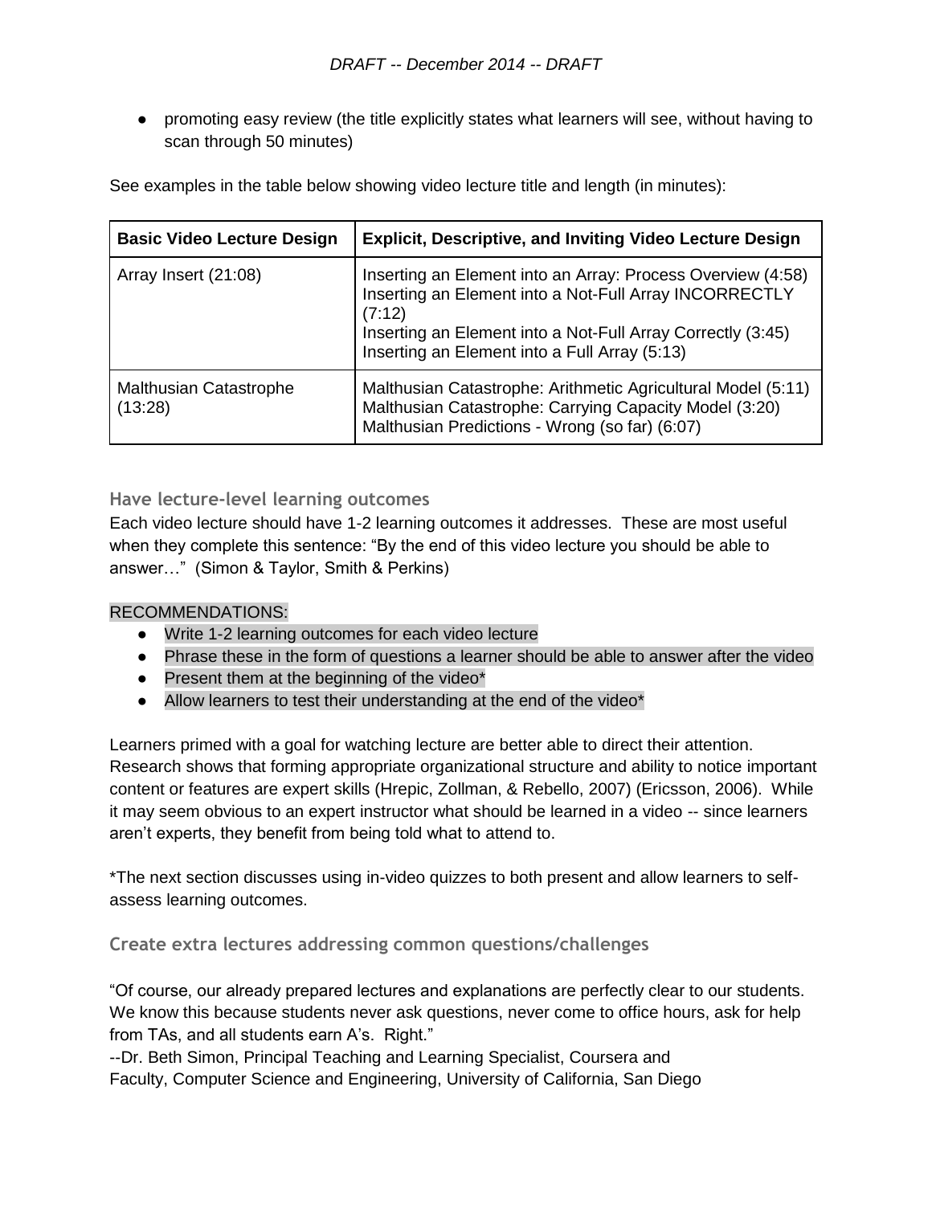- promoting easy review (the title explicitly states what learners will see, without having to scan through 50 minutes)

See examples in the table below showing video lecture title and length (in minutes):

| Basic Video Lecture Design | Explicit, Descriptive, and Inviting Video Lecture Design |
|---|---|
| Array Insert (21:08) | Inserting an Element into an Array: Process Overview (4:58)<br>Inserting an Element into a Not-Full Array INCORRECTLY (7:12)<br>Inserting an Element into a Not-Full Array Correctly (3:45)<br>Inserting an Element into a Full Array (5:13) |
| Malthusian Catastrophe (13:28) | Malthusian Catastrophe: Arithmetic Agricultural Model (5:11)<br>Malthusian Catastrophe: Carrying Capacity Model (3:20)<br>Malthusian Predictions - Wrong (so far) (6:07) |

### Have lecture-level learning outcomes

Each video lecture should have 1-2 learning outcomes it addresses. These are most useful when they complete this sentence: "By the end of this video lecture you should be able to answer…" (Simon & Taylor, Smith & Perkins)

RECOMMENDATIONS:

- Write 1-2 learning outcomes for each video lecture
- Phrase these in the form of questions a learner should be able to answer after the video
- Present them at the beginning of the video*
- Allow learners to test their understanding at the end of the video*

Learners primed with a goal for watching lecture are better able to direct their attention. Research shows that forming appropriate organizational structure and ability to notice important content or features are expert skills (Hrepic, Zollman, & Rebello, 2007) (Ericsson, 2006). While it may seem obvious to an expert instructor what should be learned in a video -- since learners aren't experts, they benefit from being told what to attend to.

*The next section discusses using in-video quizzes to both present and allow learners to self-assess learning outcomes.

### Create extra lectures addressing common questions/challenges

"Of course, our already prepared lectures and explanations are perfectly clear to our students. We know this because students never ask questions, never come to office hours, ask for help from TAs, and all students earn A's. Right."
--Dr. Beth Simon, Principal Teaching and Learning Specialist, Coursera and
Faculty, Computer Science and Engineering, University of California, San Diego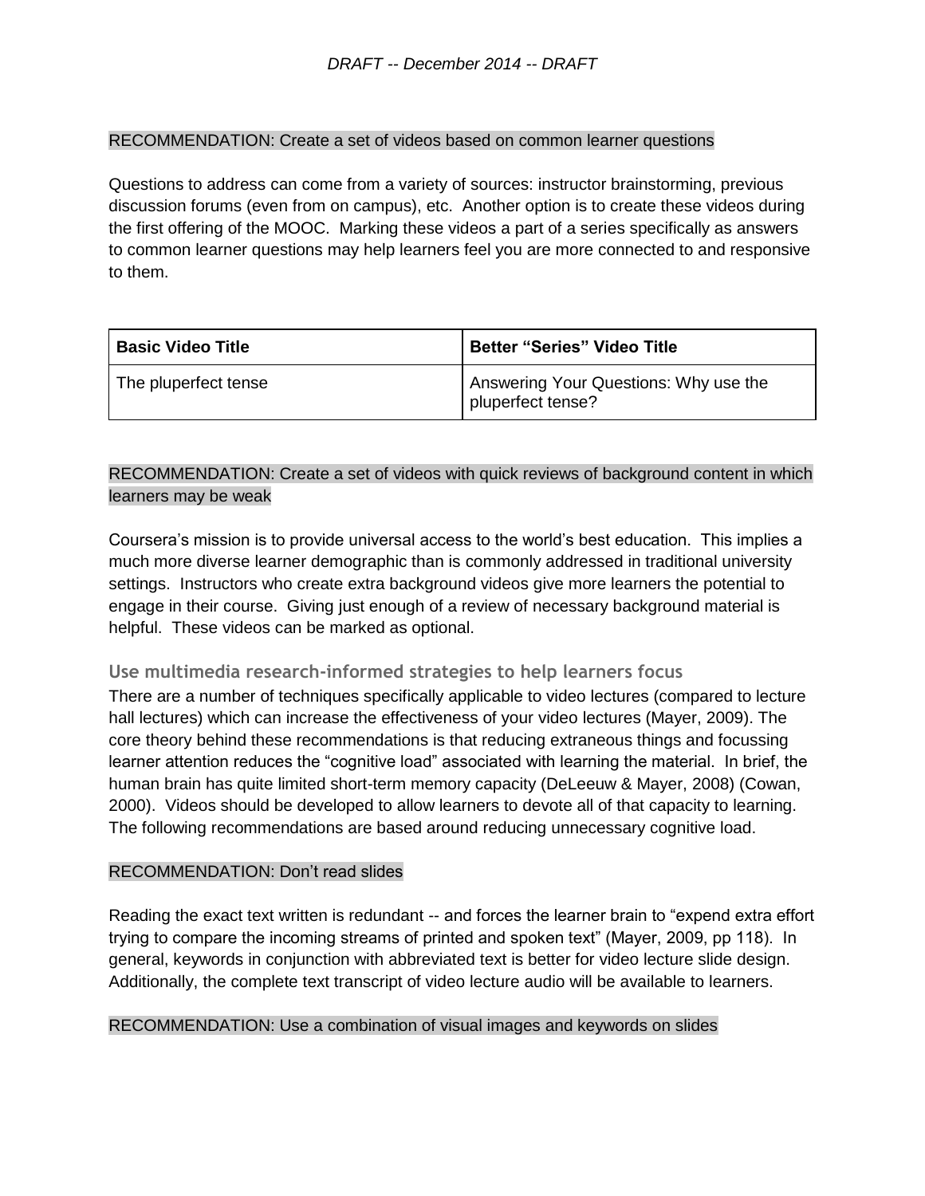RECOMMENDATION: Create a set of videos based on common learner questions

Questions to address can come from a variety of sources: instructor brainstorming, previous discussion forums (even from on campus), etc. Another option is to create these videos during the first offering of the MOOC. Marking these videos a part of a series specifically as answers to common learner questions may help learners feel you are more connected to and responsive to them.

| Basic Video Title | Better “Series” Video Title |
| --- | --- |
| The pluperfect tense | Answering Your Questions: Why use the pluperfect tense? |

RECOMMENDATION: Create a set of videos with quick reviews of background content in which learners may be weak

Coursera’s mission is to provide universal access to the world’s best education. This implies a much more diverse learner demographic than is commonly addressed in traditional university settings. Instructors who create extra background videos give more learners the potential to engage in their course. Giving just enough of a review of necessary background material is helpful. These videos can be marked as optional.

### Use multimedia research-informed strategies to help learners focus

There are a number of techniques specifically applicable to video lectures (compared to lecture hall lectures) which can increase the effectiveness of your video lectures (Mayer, 2009). The core theory behind these recommendations is that reducing extraneous things and focussing learner attention reduces the “cognitive load” associated with learning the material. In brief, the human brain has quite limited short-term memory capacity (DeLeeuw & Mayer, 2008) (Cowan, 2000). Videos should be developed to allow learners to devote all of that capacity to learning. The following recommendations are based around reducing unnecessary cognitive load.

RECOMMENDATION: Don’t read slides

Reading the exact text written is redundant -- and forces the learner brain to “expend extra effort trying to compare the incoming streams of printed and spoken text” (Mayer, 2009, pp 118). In general, keywords in conjunction with abbreviated text is better for video lecture slide design. Additionally, the complete text transcript of video lecture audio will be available to learners.

RECOMMENDATION: Use a combination of visual images and keywords on slides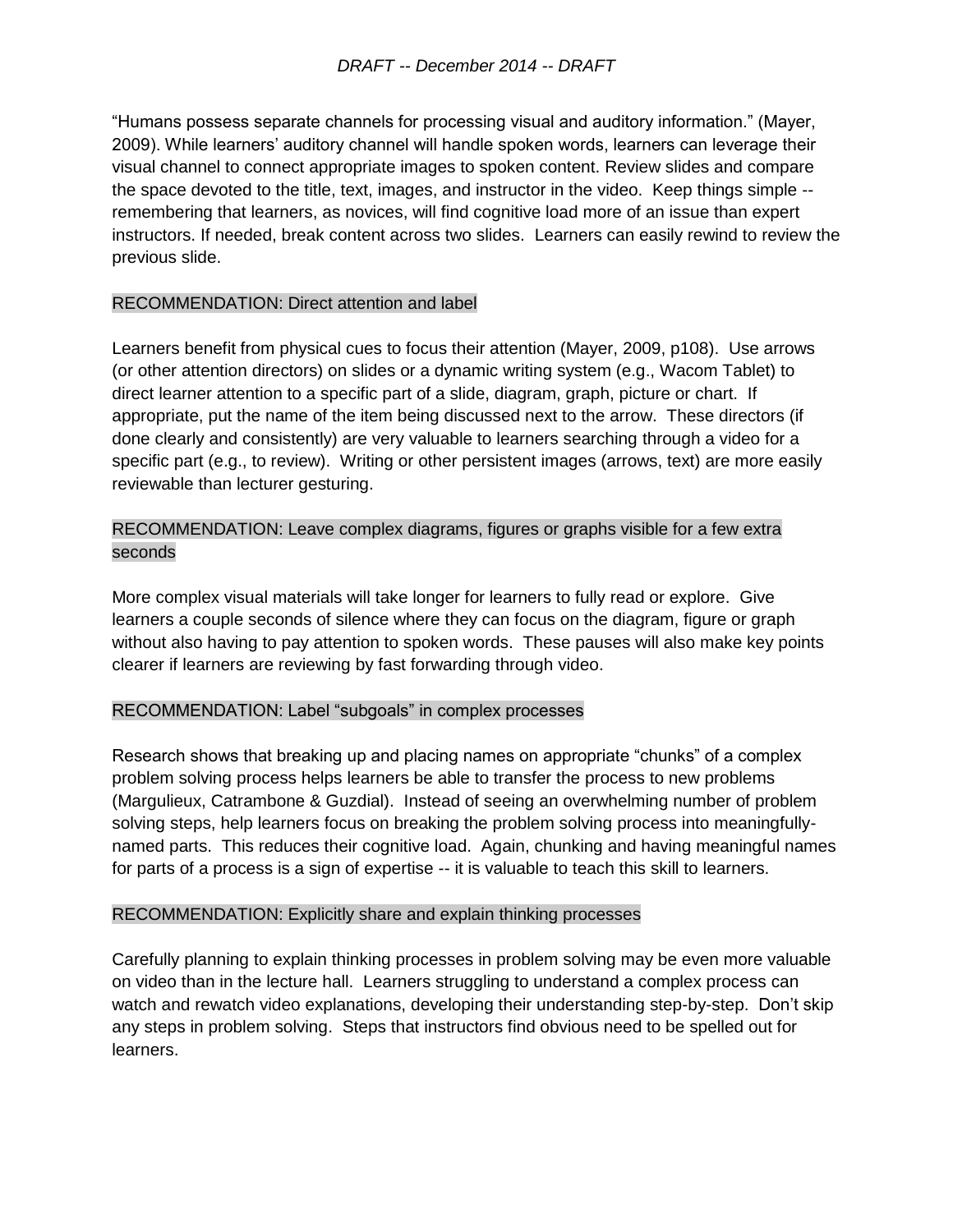"Humans possess separate channels for processing visual and auditory information." (Mayer, 2009). While learners' auditory channel will handle spoken words, learners can leverage their visual channel to connect appropriate images to spoken content. Review slides and compare the space devoted to the title, text, images, and instructor in the video. Keep things simple -- remembering that learners, as novices, will find cognitive load more of an issue than expert instructors. If needed, break content across two slides. Learners can easily rewind to review the previous slide.

### RECOMMENDATION: Direct attention and label

Learners benefit from physical cues to focus their attention (Mayer, 2009, p108). Use arrows (or other attention directors) on slides or a dynamic writing system (e.g., Wacom Tablet) to direct learner attention to a specific part of a slide, diagram, graph, picture or chart. If appropriate, put the name of the item being discussed next to the arrow. These directors (if done clearly and consistently) are very valuable to learners searching through a video for a specific part (e.g., to review). Writing or other persistent images (arrows, text) are more easily reviewable than lecturer gesturing.

### RECOMMENDATION: Leave complex diagrams, figures or graphs visible for a few extra seconds

More complex visual materials will take longer for learners to fully read or explore. Give learners a couple seconds of silence where they can focus on the diagram, figure or graph without also having to pay attention to spoken words. These pauses will also make key points clearer if learners are reviewing by fast forwarding through video.

### RECOMMENDATION: Label "subgoals" in complex processes

Research shows that breaking up and placing names on appropriate "chunks" of a complex problem solving process helps learners be able to transfer the process to new problems (Margulieux, Catrambone & Guzdial). Instead of seeing an overwhelming number of problem solving steps, help learners focus on breaking the problem solving process into meaningfully-named parts. This reduces their cognitive load. Again, chunking and having meaningful names for parts of a process is a sign of expertise -- it is valuable to teach this skill to learners.

### RECOMMENDATION: Explicitly share and explain thinking processes

Carefully planning to explain thinking processes in problem solving may be even more valuable on video than in the lecture hall. Learners struggling to understand a complex process can watch and rewatch video explanations, developing their understanding step-by-step. Don't skip any steps in problem solving. Steps that instructors find obvious need to be spelled out for learners.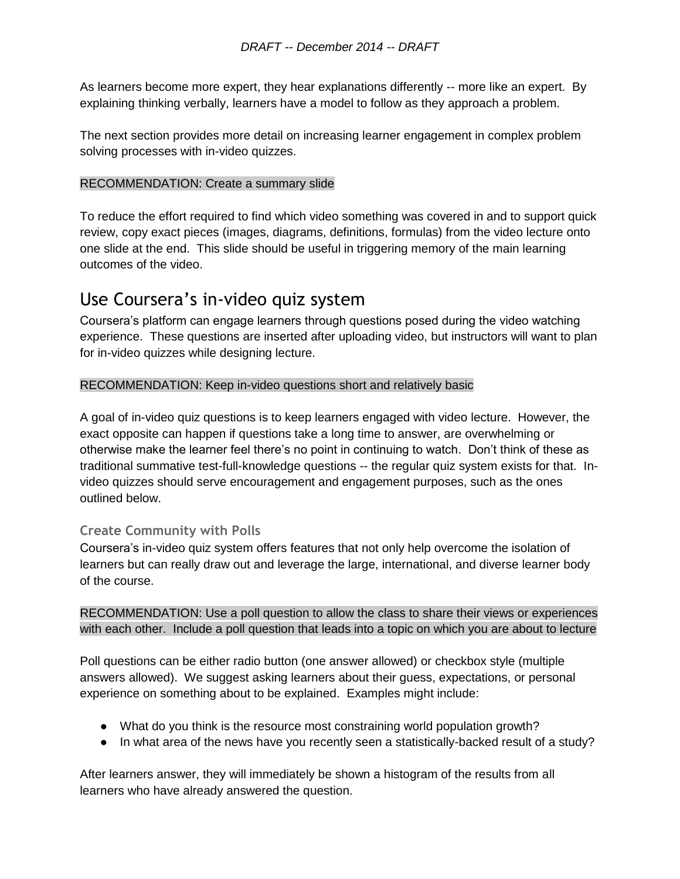As learners become more expert, they hear explanations differently -- more like an expert. By explaining thinking verbally, learners have a model to follow as they approach a problem.

The next section provides more detail on increasing learner engagement in complex problem solving processes with in-video quizzes.

RECOMMENDATION: Create a summary slide

To reduce the effort required to find which video something was covered in and to support quick review, copy exact pieces (images, diagrams, definitions, formulas) from the video lecture onto one slide at the end. This slide should be useful in triggering memory of the main learning outcomes of the video.

## Use Coursera's in-video quiz system

Coursera's platform can engage learners through questions posed during the video watching experience. These questions are inserted after uploading video, but instructors will want to plan for in-video quizzes while designing lecture.

RECOMMENDATION: Keep in-video questions short and relatively basic

A goal of in-video quiz questions is to keep learners engaged with video lecture. However, the exact opposite can happen if questions take a long time to answer, are overwhelming or otherwise make the learner feel there's no point in continuing to watch. Don't think of these as traditional summative test-full-knowledge questions -- the regular quiz system exists for that. In-video quizzes should serve encouragement and engagement purposes, such as the ones outlined below.

### Create Community with Polls

Coursera's in-video quiz system offers features that not only help overcome the isolation of learners but can really draw out and leverage the large, international, and diverse learner body of the course.

RECOMMENDATION: Use a poll question to allow the class to share their views or experiences with each other. Include a poll question that leads into a topic on which you are about to lecture

Poll questions can be either radio button (one answer allowed) or checkbox style (multiple answers allowed). We suggest asking learners about their guess, expectations, or personal experience on something about to be explained. Examples might include:

- What do you think is the resource most constraining world population growth?
- In what area of the news have you recently seen a statistically-backed result of a study?

After learners answer, they will immediately be shown a histogram of the results from all learners who have already answered the question.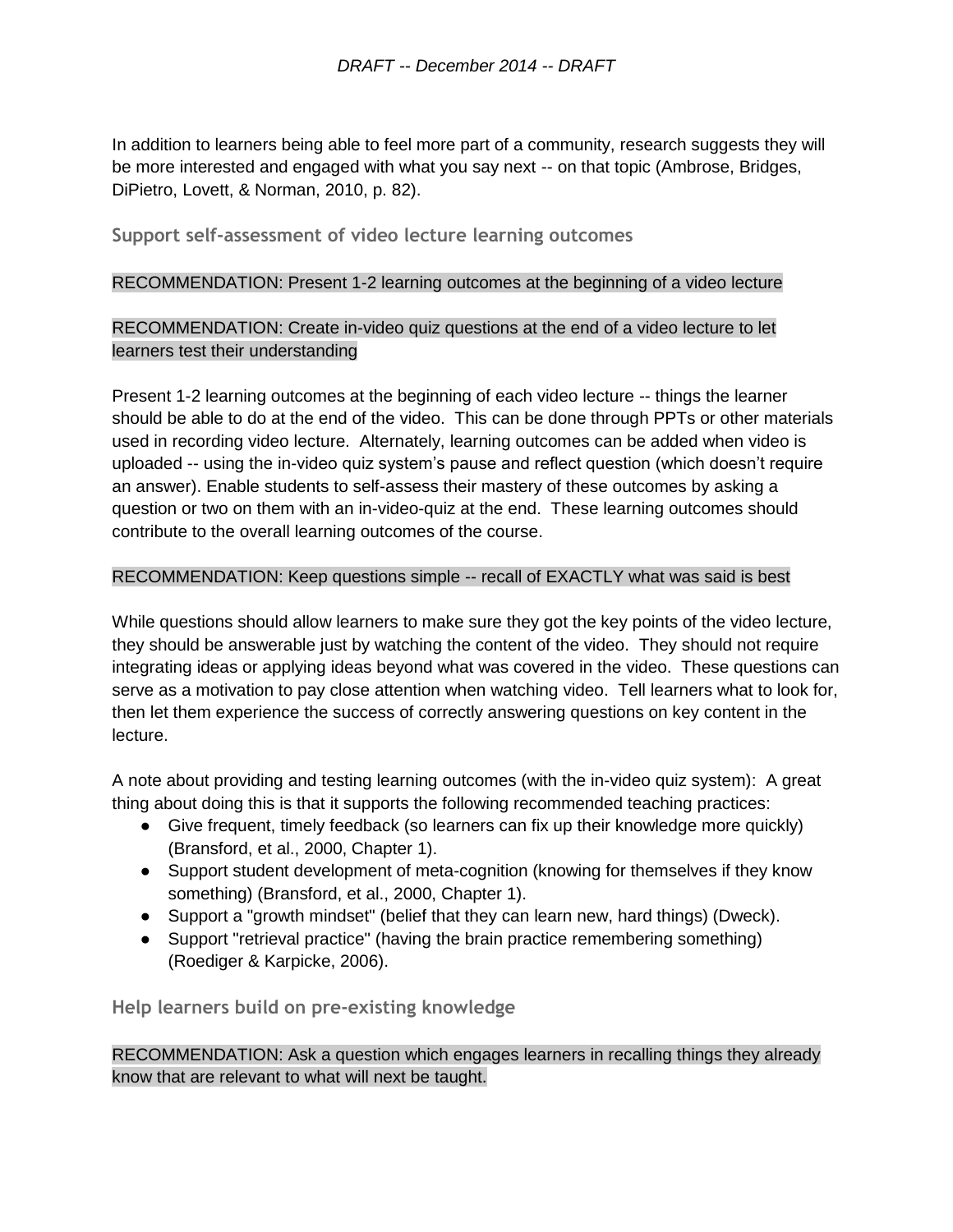In addition to learners being able to feel more part of a community, research suggests they will be more interested and engaged with what you say next -- on that topic (Ambrose, Bridges, DiPietro, Lovett, & Norman, 2010, p. 82).

### Support self-assessment of video lecture learning outcomes

RECOMMENDATION: Present 1-2 learning outcomes at the beginning of a video lecture

RECOMMENDATION: Create in-video quiz questions at the end of a video lecture to let learners test their understanding

Present 1-2 learning outcomes at the beginning of each video lecture -- things the learner should be able to do at the end of the video. This can be done through PPTs or other materials used in recording video lecture. Alternately, learning outcomes can be added when video is uploaded -- using the in-video quiz system's pause and reflect question (which doesn't require an answer). Enable students to self-assess their mastery of these outcomes by asking a question or two on them with an in-video-quiz at the end. These learning outcomes should contribute to the overall learning outcomes of the course.

RECOMMENDATION: Keep questions simple -- recall of EXACTLY what was said is best

While questions should allow learners to make sure they got the key points of the video lecture, they should be answerable just by watching the content of the video. They should not require integrating ideas or applying ideas beyond what was covered in the video. These questions can serve as a motivation to pay close attention when watching video. Tell learners what to look for, then let them experience the success of correctly answering questions on key content in the lecture.

A note about providing and testing learning outcomes (with the in-video quiz system): A great thing about doing this is that it supports the following recommended teaching practices:

- Give frequent, timely feedback (so learners can fix up their knowledge more quickly) (Bransford, et al., 2000, Chapter 1).
- Support student development of meta-cognition (knowing for themselves if they know something) (Bransford, et al., 2000, Chapter 1).
- Support a "growth mindset" (belief that they can learn new, hard things) (Dweck).
- Support "retrieval practice" (having the brain practice remembering something) (Roediger & Karpicke, 2006).

### Help learners build on pre-existing knowledge

RECOMMENDATION: Ask a question which engages learners in recalling things they already know that are relevant to what will next be taught.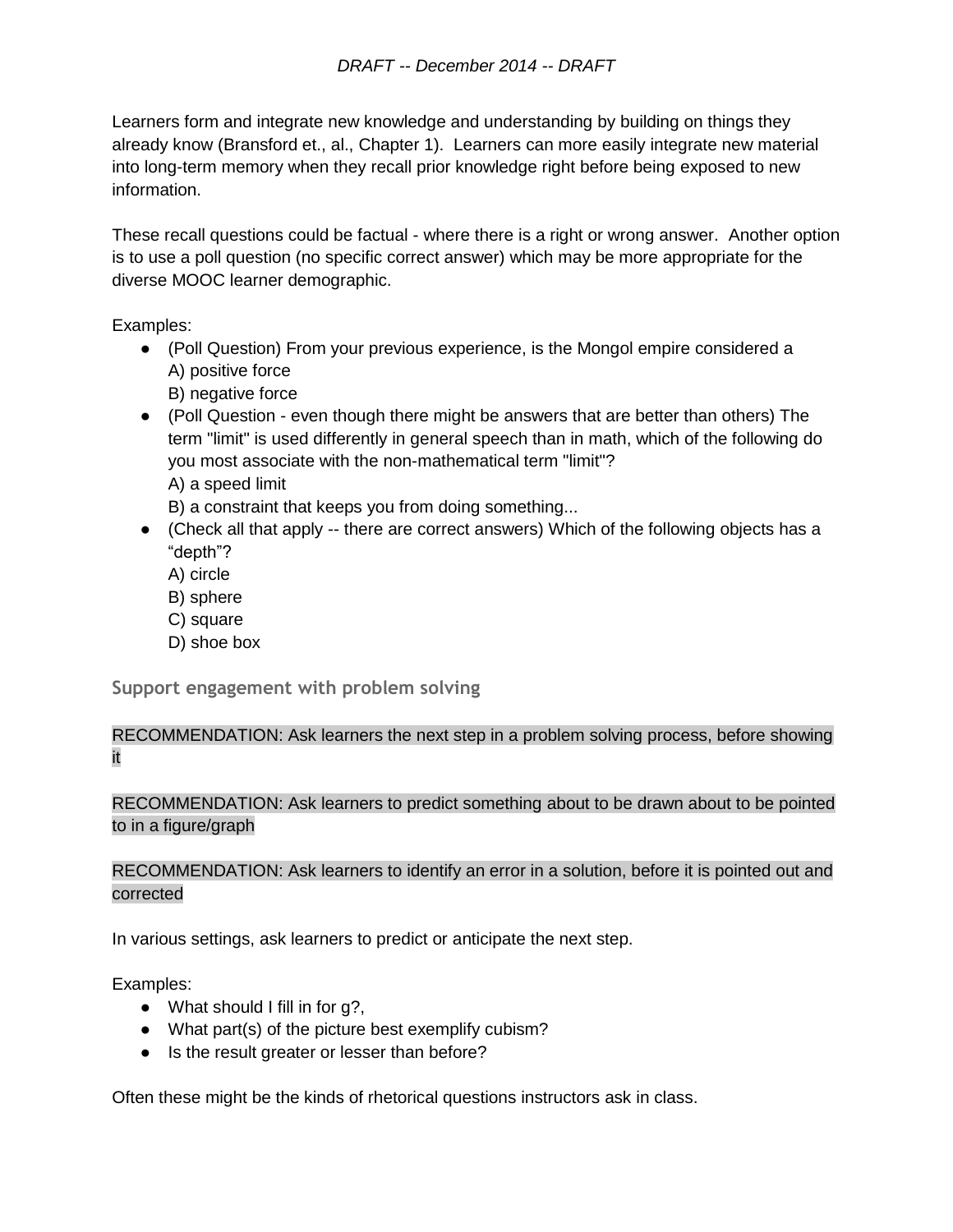Learners form and integrate new knowledge and understanding by building on things they already know (Bransford et., al., Chapter 1). Learners can more easily integrate new material into long-term memory when they recall prior knowledge right before being exposed to new information.

These recall questions could be factual - where there is a right or wrong answer. Another option is to use a poll question (no specific correct answer) which may be more appropriate for the diverse MOOC learner demographic.

Examples:

- (Poll Question) From your previous experience, is the Mongol empire considered a
  A) positive force
  B) negative force
- (Poll Question - even though there might be answers that are better than others) The term "limit" is used differently in general speech than in math, which of the following do you most associate with the non-mathematical term "limit"?
  A) a speed limit
  B) a constraint that keeps you from doing something...
- (Check all that apply -- there are correct answers) Which of the following objects has a "depth"?
  A) circle
  B) sphere
  C) square
  D) shoe box

### Support engagement with problem solving

RECOMMENDATION: Ask learners the next step in a problem solving process, before showing it

RECOMMENDATION: Ask learners to predict something about to be drawn about to be pointed to in a figure/graph

RECOMMENDATION: Ask learners to identify an error in a solution, before it is pointed out and corrected

In various settings, ask learners to predict or anticipate the next step.

Examples:

- What should I fill in for g?,
- What part(s) of the picture best exemplify cubism?
- Is the result greater or lesser than before?

Often these might be the kinds of rhetorical questions instructors ask in class.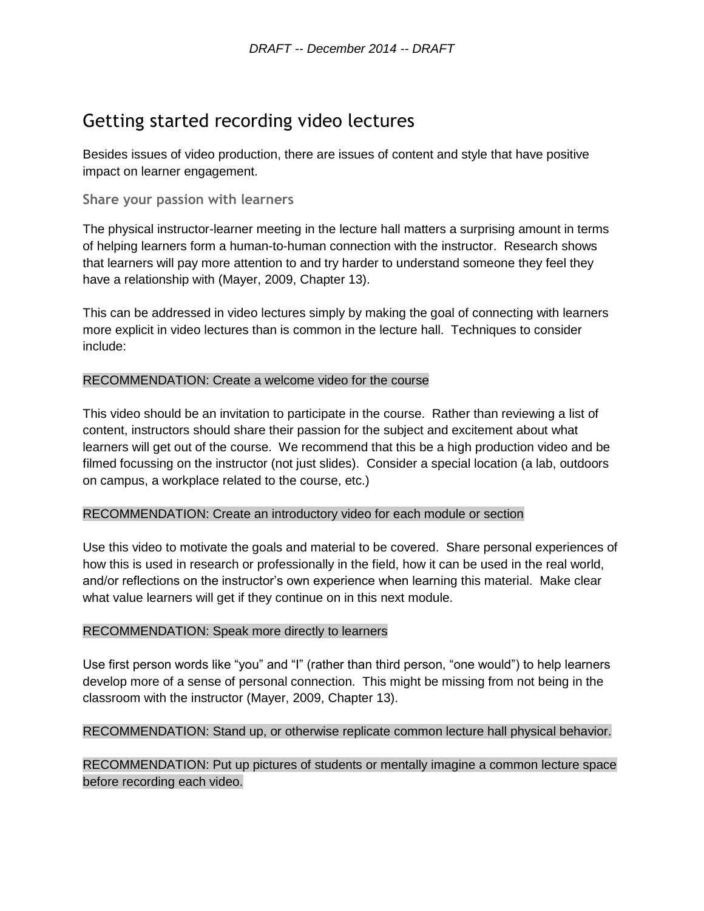# Getting started recording video lectures

Besides issues of video production, there are issues of content and style that have positive impact on learner engagement.

### Share your passion with learners

The physical instructor-learner meeting in the lecture hall matters a surprising amount in terms of helping learners form a human-to-human connection with the instructor. Research shows that learners will pay more attention to and try harder to understand someone they feel they have a relationship with (Mayer, 2009, Chapter 13).

This can be addressed in video lectures simply by making the goal of connecting with learners more explicit in video lectures than is common in the lecture hall. Techniques to consider include:

RECOMMENDATION: Create a welcome video for the course

This video should be an invitation to participate in the course. Rather than reviewing a list of content, instructors should share their passion for the subject and excitement about what learners will get out of the course. We recommend that this be a high production video and be filmed focussing on the instructor (not just slides). Consider a special location (a lab, outdoors on campus, a workplace related to the course, etc.)

RECOMMENDATION: Create an introductory video for each module or section

Use this video to motivate the goals and material to be covered. Share personal experiences of how this is used in research or professionally in the field, how it can be used in the real world, and/or reflections on the instructor's own experience when learning this material. Make clear what value learners will get if they continue on in this next module.

RECOMMENDATION: Speak more directly to learners

Use first person words like "you" and "I" (rather than third person, "one would") to help learners develop more of a sense of personal connection. This might be missing from not being in the classroom with the instructor (Mayer, 2009, Chapter 13).

RECOMMENDATION: Stand up, or otherwise replicate common lecture hall physical behavior.

RECOMMENDATION: Put up pictures of students or mentally imagine a common lecture space before recording each video.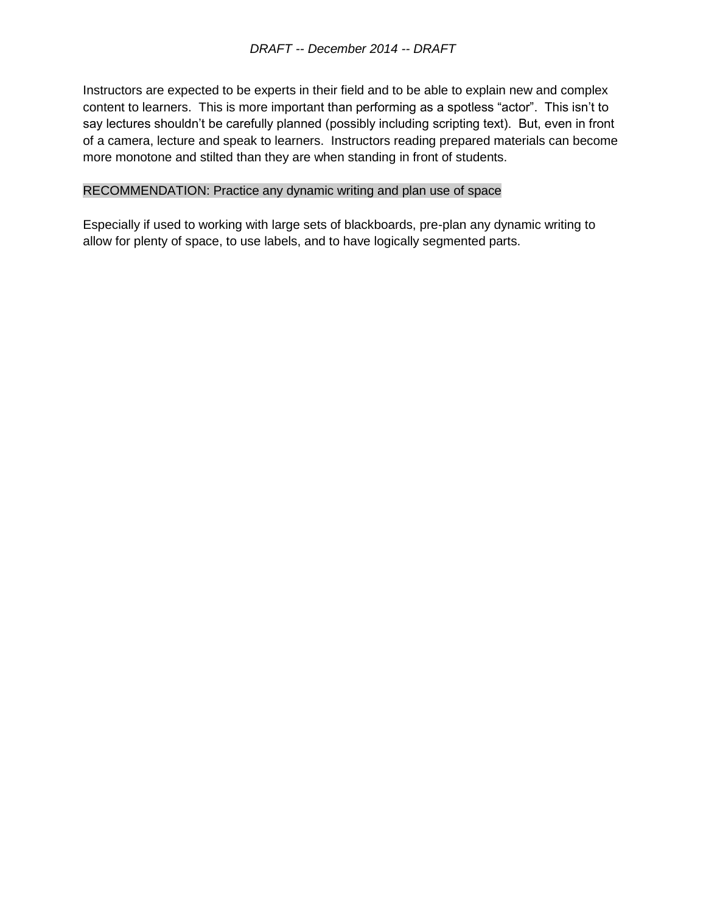Instructors are expected to be experts in their field and to be able to explain new and complex content to learners.  This is more important than performing as a spotless "actor".  This isn't to say lectures shouldn't be carefully planned (possibly including scripting text).  But, even in front of a camera, lecture and speak to learners.  Instructors reading prepared materials can become more monotone and stilted than they are when standing in front of students.

RECOMMENDATION: Practice any dynamic writing and plan use of space

Especially if used to working with large sets of blackboards, pre-plan any dynamic writing to allow for plenty of space, to use labels, and to have logically segmented parts.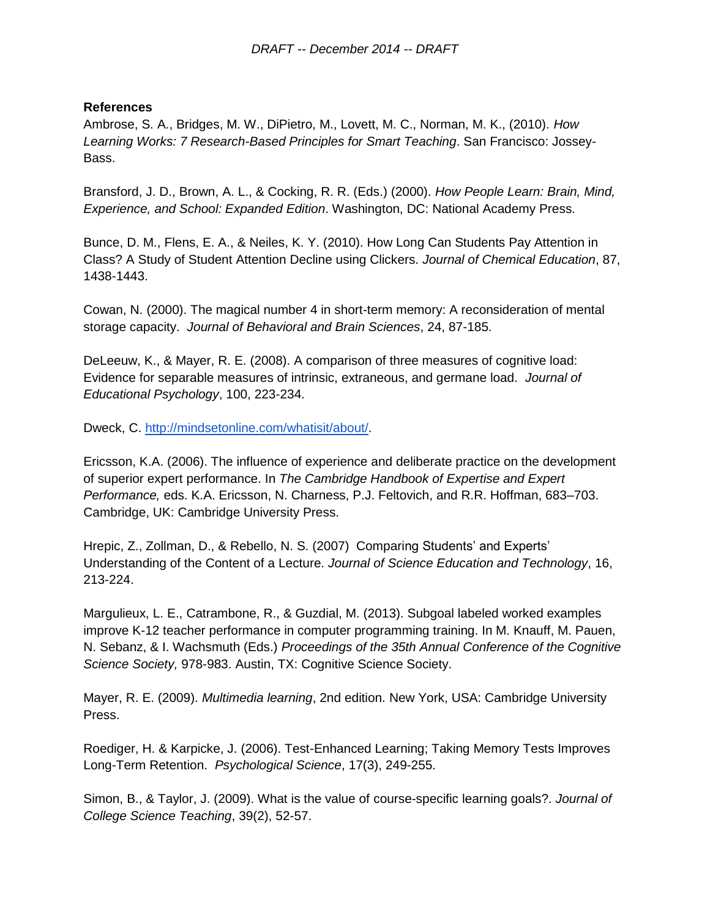**References**

Ambrose, S. A., Bridges, M. W., DiPietro, M., Lovett, M. C., Norman, M. K., (2010). *How Learning Works: 7 Research-Based Principles for Smart Teaching*. San Francisco: Jossey-Bass.

Bransford, J. D., Brown, A. L., & Cocking, R. R. (Eds.) (2000). *How People Learn: Brain, Mind, Experience, and School: Expanded Edition*. Washington, DC: National Academy Press.

Bunce, D. M., Flens, E. A., & Neiles, K. Y. (2010). How Long Can Students Pay Attention in Class? A Study of Student Attention Decline using Clickers. *Journal of Chemical Education*, 87, 1438-1443.

Cowan, N. (2000). The magical number 4 in short-term memory: A reconsideration of mental storage capacity. *Journal of Behavioral and Brain Sciences*, 24, 87-185.

DeLeeuw, K., & Mayer, R. E. (2008). A comparison of three measures of cognitive load: Evidence for separable measures of intrinsic, extraneous, and germane load. *Journal of Educational Psychology*, 100, 223-234.

Dweck, C. http://mindsetonline.com/whatisit/about/.

Ericsson, K.A. (2006). The influence of experience and deliberate practice on the development of superior expert performance. In *The Cambridge Handbook of Expertise and Expert Performance,* eds. K.A. Ericsson, N. Charness, P.J. Feltovich, and R.R. Hoffman, 683–703. Cambridge, UK: Cambridge University Press.

Hrepic, Z., Zollman, D., & Rebello, N. S. (2007) Comparing Students' and Experts' Understanding of the Content of a Lecture. *Journal of Science Education and Technology*, 16, 213-224.

Margulieux, L. E., Catrambone, R., & Guzdial, M. (2013). Subgoal labeled worked examples improve K-12 teacher performance in computer programming training. In M. Knauff, M. Pauen, N. Sebanz, & I. Wachsmuth (Eds.) *Proceedings of the 35th Annual Conference of the Cognitive Science Society,* 978-983. Austin, TX: Cognitive Science Society.

Mayer, R. E. (2009). *Multimedia learning*, 2nd edition. New York, USA: Cambridge University Press.

Roediger, H. & Karpicke, J. (2006). Test-Enhanced Learning; Taking Memory Tests Improves Long-Term Retention. *Psychological Science*, 17(3), 249-255.

Simon, B., & Taylor, J. (2009). What is the value of course-specific learning goals?. *Journal of College Science Teaching*, 39(2), 52-57.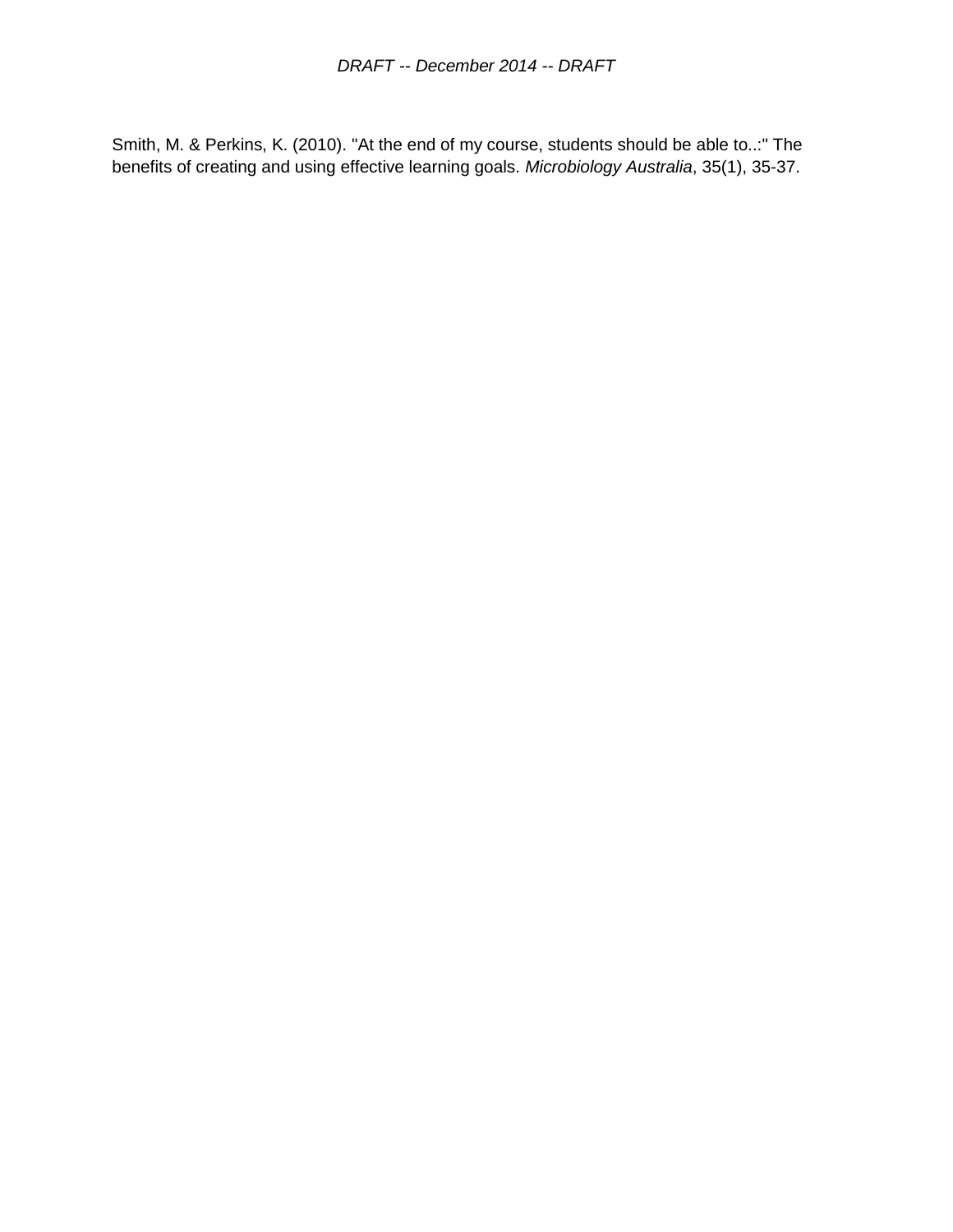Smith, M. & Perkins, K. (2010). "At the end of my course, students should be able to..:" The benefits of creating and using effective learning goals. *Microbiology Australia*, 35(1), 35-37.